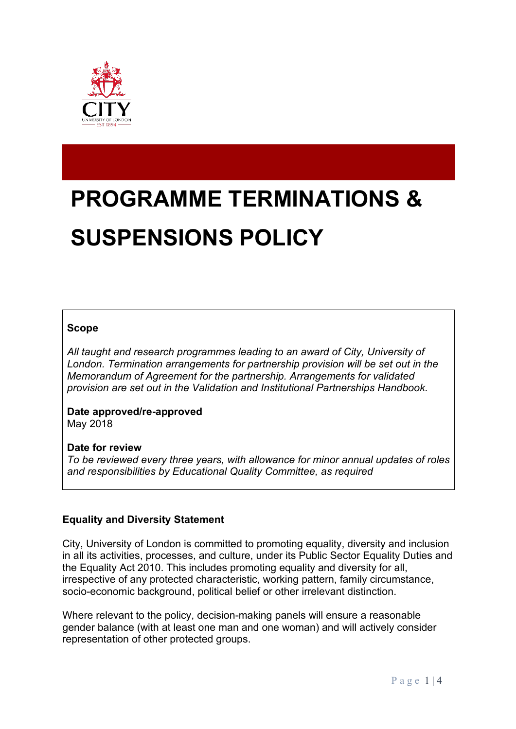# PROGRAMME TERMINATIONS & SUSPENSIONS POLICY

**Scope**

*All taught and research programmes leading to an award of City, University of London. Termination arrangements for partnership provision will be set out in the Memorandum of Agreement for the partnership. Arrangements for validated provision are set out in the Validation and Institutional Partnerships Handbook.*

**Date approved/re-approved**
May 2018

**Date for review**
*To be reviewed every three years, with allowance for minor annual updates of roles and responsibilities by Educational Quality Committee, as required*

**Equality and Diversity Statement**

City, University of London is committed to promoting equality, diversity and inclusion in all its activities, processes, and culture, under its Public Sector Equality Duties and the Equality Act 2010. This includes promoting equality and diversity for all, irrespective of any protected characteristic, working pattern, family circumstance, socio-economic background, political belief or other irrelevant distinction.

Where relevant to the policy, decision-making panels will ensure a reasonable gender balance (with at least one man and one woman) and will actively consider representation of other protected groups.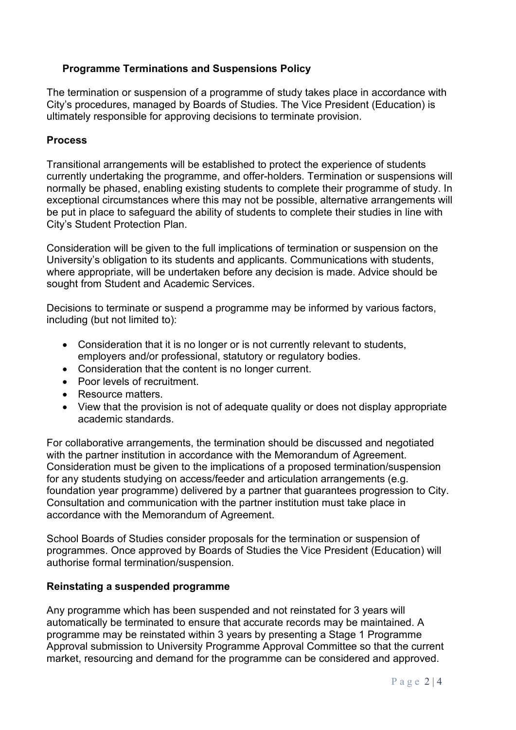## Programme Terminations and Suspensions Policy

The termination or suspension of a programme of study takes place in accordance with City's procedures, managed by Boards of Studies. The Vice President (Education) is ultimately responsible for approving decisions to terminate provision.

### Process

Transitional arrangements will be established to protect the experience of students currently undertaking the programme, and offer-holders. Termination or suspensions will normally be phased, enabling existing students to complete their programme of study. In exceptional circumstances where this may not be possible, alternative arrangements will be put in place to safeguard the ability of students to complete their studies in line with City's Student Protection Plan.

Consideration will be given to the full implications of termination or suspension on the University's obligation to its students and applicants. Communications with students, where appropriate, will be undertaken before any decision is made. Advice should be sought from Student and Academic Services.

Decisions to terminate or suspend a programme may be informed by various factors, including (but not limited to):

- Consideration that it is no longer or is not currently relevant to students, employers and/or professional, statutory or regulatory bodies.
- Consideration that the content is no longer current.
- Poor levels of recruitment.
- Resource matters.
- View that the provision is not of adequate quality or does not display appropriate academic standards.

For collaborative arrangements, the termination should be discussed and negotiated with the partner institution in accordance with the Memorandum of Agreement. Consideration must be given to the implications of a proposed termination/suspension for any students studying on access/feeder and articulation arrangements (e.g. foundation year programme) delivered by a partner that guarantees progression to City. Consultation and communication with the partner institution must take place in accordance with the Memorandum of Agreement.

School Boards of Studies consider proposals for the termination or suspension of programmes. Once approved by Boards of Studies the Vice President (Education) will authorise formal termination/suspension.

### Reinstating a suspended programme

Any programme which has been suspended and not reinstated for 3 years will automatically be terminated to ensure that accurate records may be maintained. A programme may be reinstated within 3 years by presenting a Stage 1 Programme Approval submission to University Programme Approval Committee so that the current market, resourcing and demand for the programme can be considered and approved.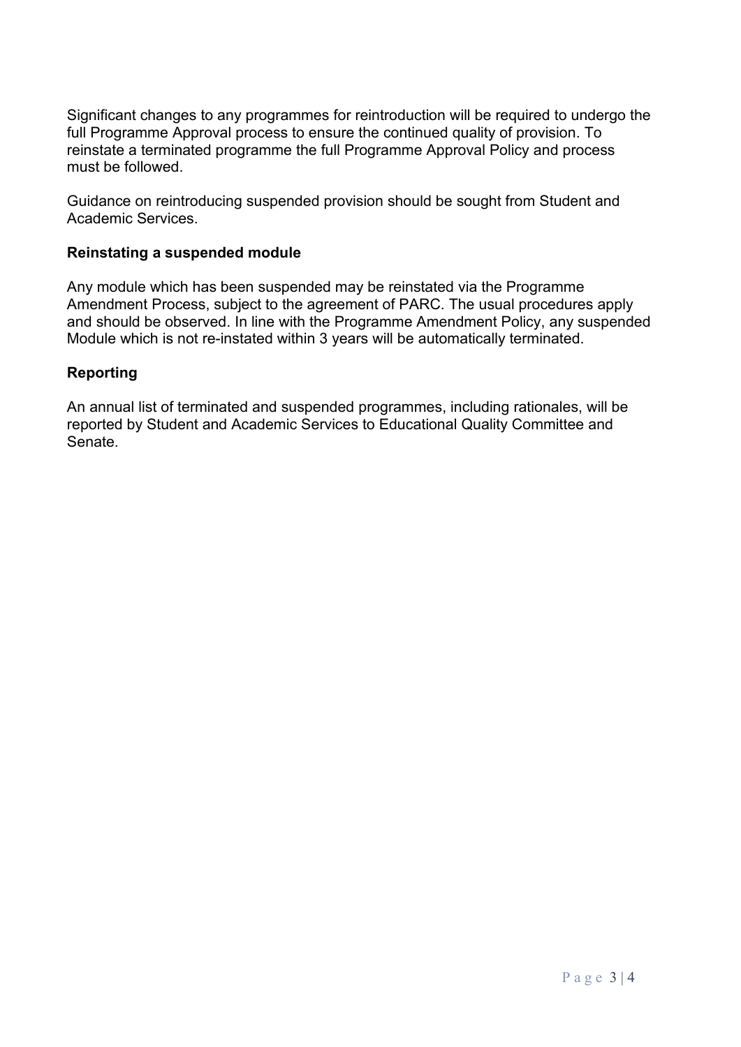Significant changes to any programmes for reintroduction will be required to undergo the full Programme Approval process to ensure the continued quality of provision. To reinstate a terminated programme the full Programme Approval Policy and process must be followed.

Guidance on reintroducing suspended provision should be sought from Student and Academic Services.

**Reinstating a suspended module**

Any module which has been suspended may be reinstated via the Programme Amendment Process, subject to the agreement of PARC. The usual procedures apply and should be observed. In line with the Programme Amendment Policy, any suspended Module which is not re-instated within 3 years will be automatically terminated.

**Reporting**

An annual list of terminated and suspended programmes, including rationales, will be reported by Student and Academic Services to Educational Quality Committee and Senate.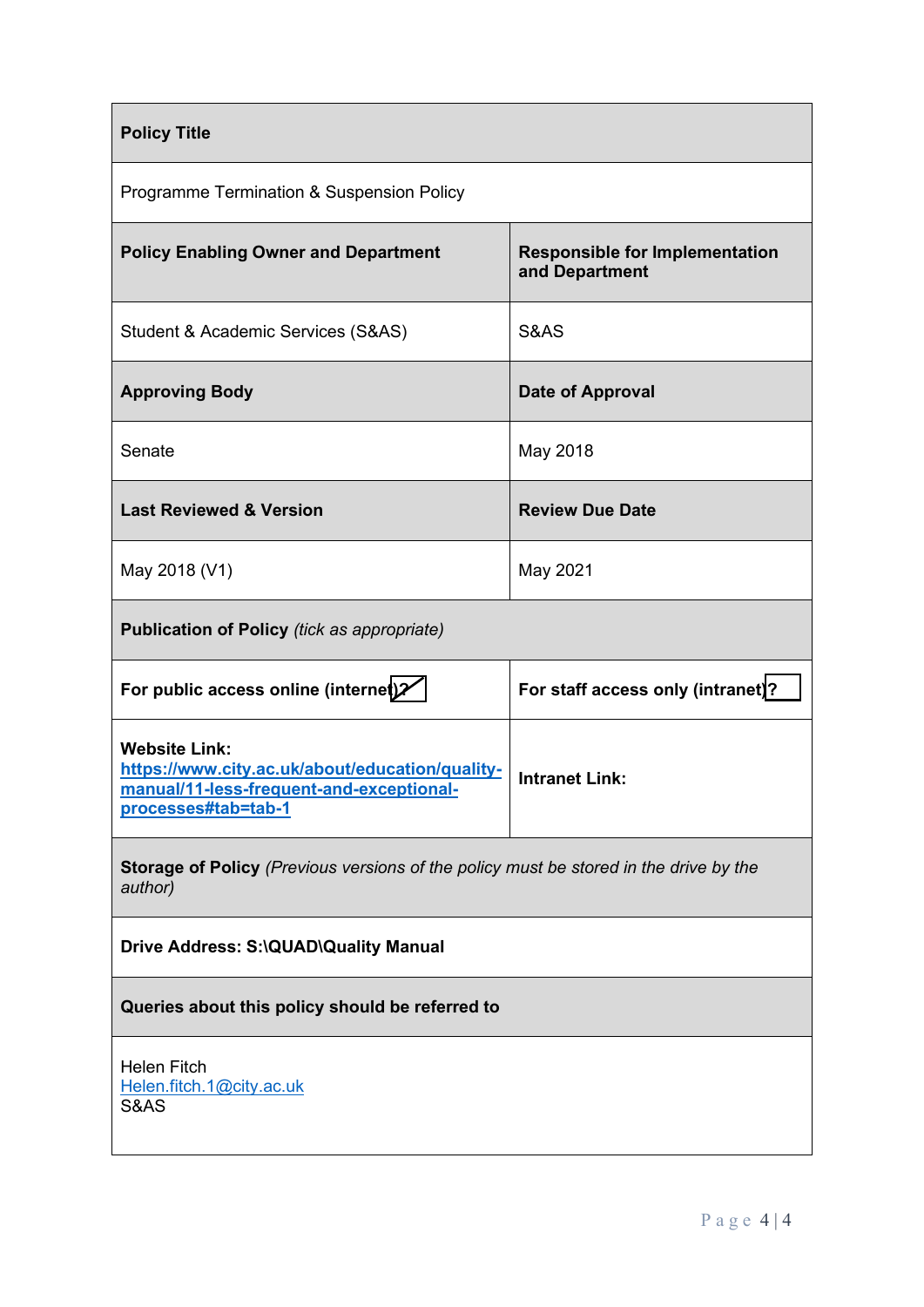| Policy Title | |
|---|---|
| Programme Termination & Suspension Policy | |
| **Policy Enabling Owner and Department** | **Responsible for Implementation and Department** |
| Student & Academic Services (S&AS) | S&AS |
| **Approving Body** | **Date of Approval** |
| Senate | May 2018 |
| **Last Reviewed & Version** | **Review Due Date** |
| May 2018 (V1) | May 2021 |
| **Publication of Policy** *(tick as appropriate)* | |
| **For public access online (internet)** ? | **For staff access only (intranet)** ? |
| **Website Link:** [https://www.city.ac.uk/about/education/quality-manual/11-less-frequent-and-exceptional-processes#tab=tab-1](https://www.city.ac.uk/about/education/quality-manual/11-less-frequent-and-exceptional-processes#tab=tab-1) | **Intranet Link:** |
| **Storage of Policy** *(Previous versions of the policy must be stored in the drive by the author)* | |
| **Drive Address: S:\QUAD\Quality Manual** | |
| **Queries about this policy should be referred to** | |
| Helen Fitch<br>[Helen.fitch.1@city.ac.uk](mailto:Helen.fitch.1@city.ac.uk)<br>S&AS | |